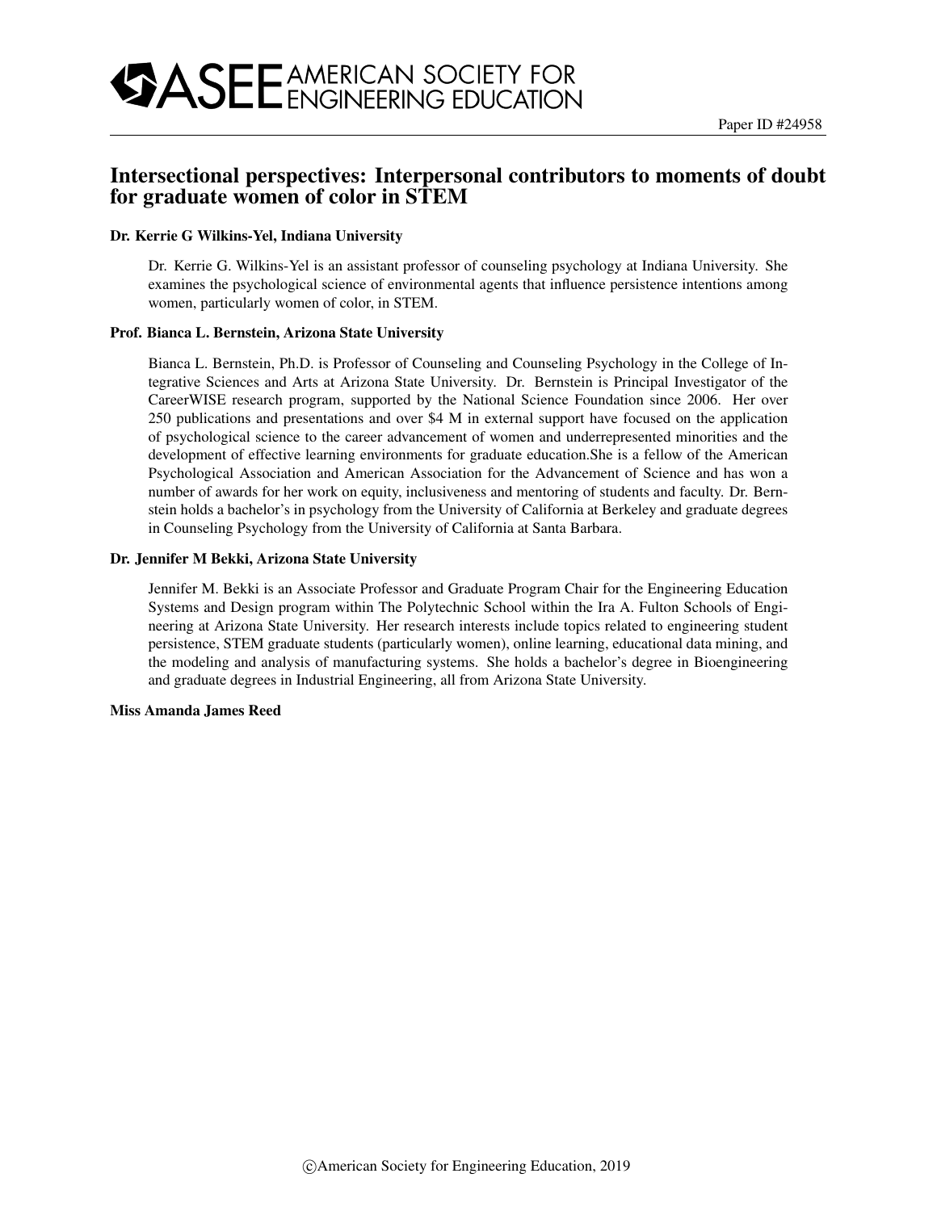Paper ID #24958

# Intersectional perspectives: Interpersonal contributors to moments of doubt for graduate women of color in STEM

**Dr. Kerrie G Wilkins-Yel, Indiana University**

Dr. Kerrie G. Wilkins-Yel is an assistant professor of counseling psychology at Indiana University. She examines the psychological science of environmental agents that influence persistence intentions among women, particularly women of color, in STEM.

**Prof. Bianca L. Bernstein, Arizona State University**

Bianca L. Bernstein, Ph.D. is Professor of Counseling and Counseling Psychology in the College of Integrative Sciences and Arts at Arizona State University. Dr. Bernstein is Principal Investigator of the CareerWISE research program, supported by the National Science Foundation since 2006. Her over 250 publications and presentations and over $4 M in external support have focused on the application of psychological science to the career advancement of women and underrepresented minorities and the development of effective learning environments for graduate education.She is a fellow of the American Psychological Association and American Association for the Advancement of Science and has won a number of awards for her work on equity, inclusiveness and mentoring of students and faculty. Dr. Bernstein holds a bachelor's in psychology from the University of California at Berkeley and graduate degrees in Counseling Psychology from the University of California at Santa Barbara.

**Dr. Jennifer M Bekki, Arizona State University**

Jennifer M. Bekki is an Associate Professor and Graduate Program Chair for the Engineering Education Systems and Design program within The Polytechnic School within the Ira A. Fulton Schools of Engineering at Arizona State University. Her research interests include topics related to engineering student persistence, STEM graduate students (particularly women), online learning, educational data mining, and the modeling and analysis of manufacturing systems. She holds a bachelor's degree in Bioengineering and graduate degrees in Industrial Engineering, all from Arizona State University.

**Miss Amanda James Reed**

©American Society for Engineering Education, 2019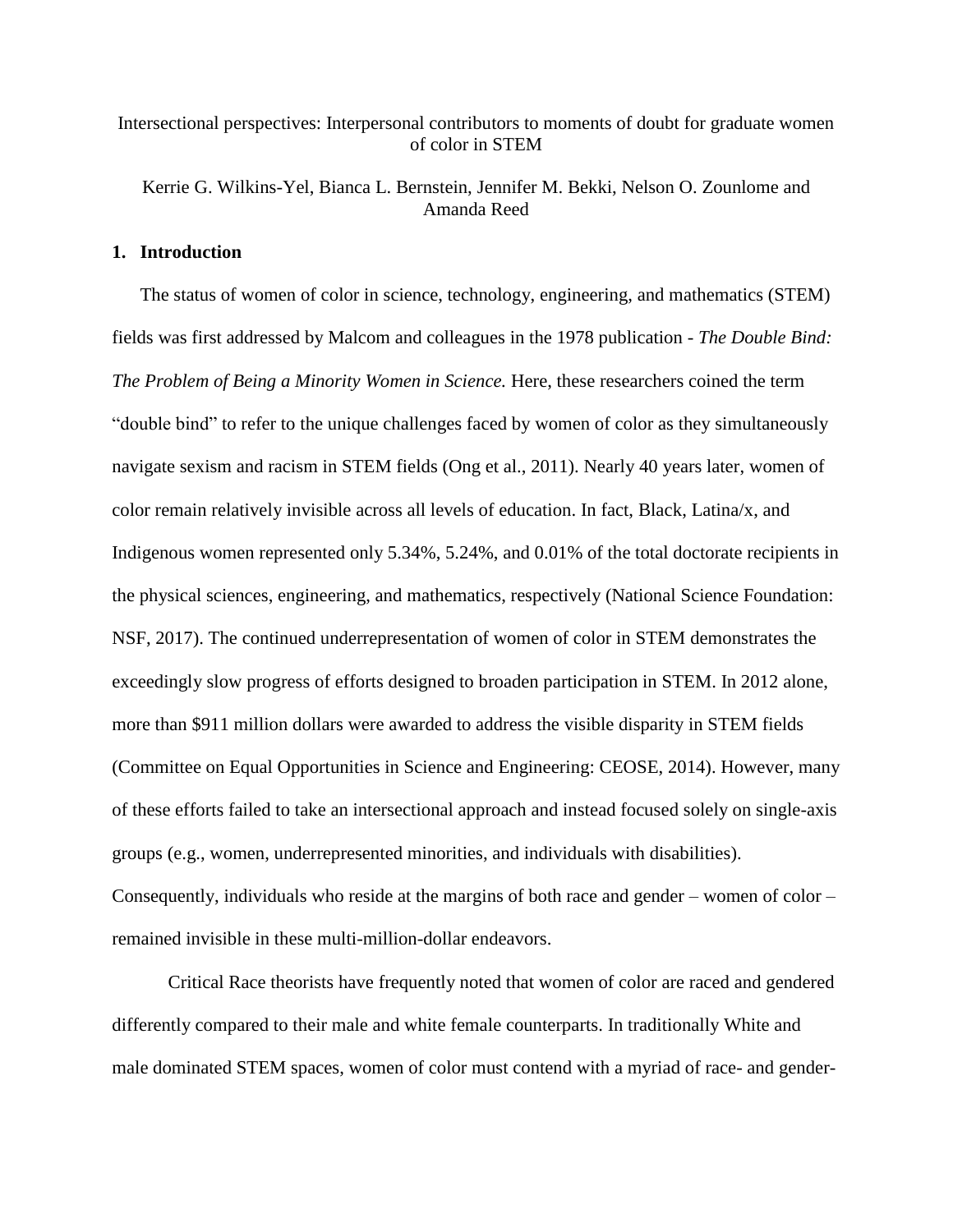Intersectional perspectives: Interpersonal contributors to moments of doubt for graduate women of color in STEM

Kerrie G. Wilkins-Yel, Bianca L. Bernstein, Jennifer M. Bekki, Nelson O. Zounlome and Amanda Reed

## 1. Introduction

The status of women of color in science, technology, engineering, and mathematics (STEM) fields was first addressed by Malcom and colleagues in the 1978 publication - *The Double Bind: The Problem of Being a Minority Women in Science.* Here, these researchers coined the term "double bind" to refer to the unique challenges faced by women of color as they simultaneously navigate sexism and racism in STEM fields (Ong et al., 2011). Nearly 40 years later, women of color remain relatively invisible across all levels of education. In fact, Black, Latina/x, and Indigenous women represented only 5.34%, 5.24%, and 0.01% of the total doctorate recipients in the physical sciences, engineering, and mathematics, respectively (National Science Foundation: NSF, 2017). The continued underrepresentation of women of color in STEM demonstrates the exceedingly slow progress of efforts designed to broaden participation in STEM. In 2012 alone, more than $911 million dollars were awarded to address the visible disparity in STEM fields (Committee on Equal Opportunities in Science and Engineering: CEOSE, 2014). However, many of these efforts failed to take an intersectional approach and instead focused solely on single-axis groups (e.g., women, underrepresented minorities, and individuals with disabilities). Consequently, individuals who reside at the margins of both race and gender – women of color – remained invisible in these multi-million-dollar endeavors.

Critical Race theorists have frequently noted that women of color are raced and gendered differently compared to their male and white female counterparts. In traditionally White and male dominated STEM spaces, women of color must contend with a myriad of race- and gender-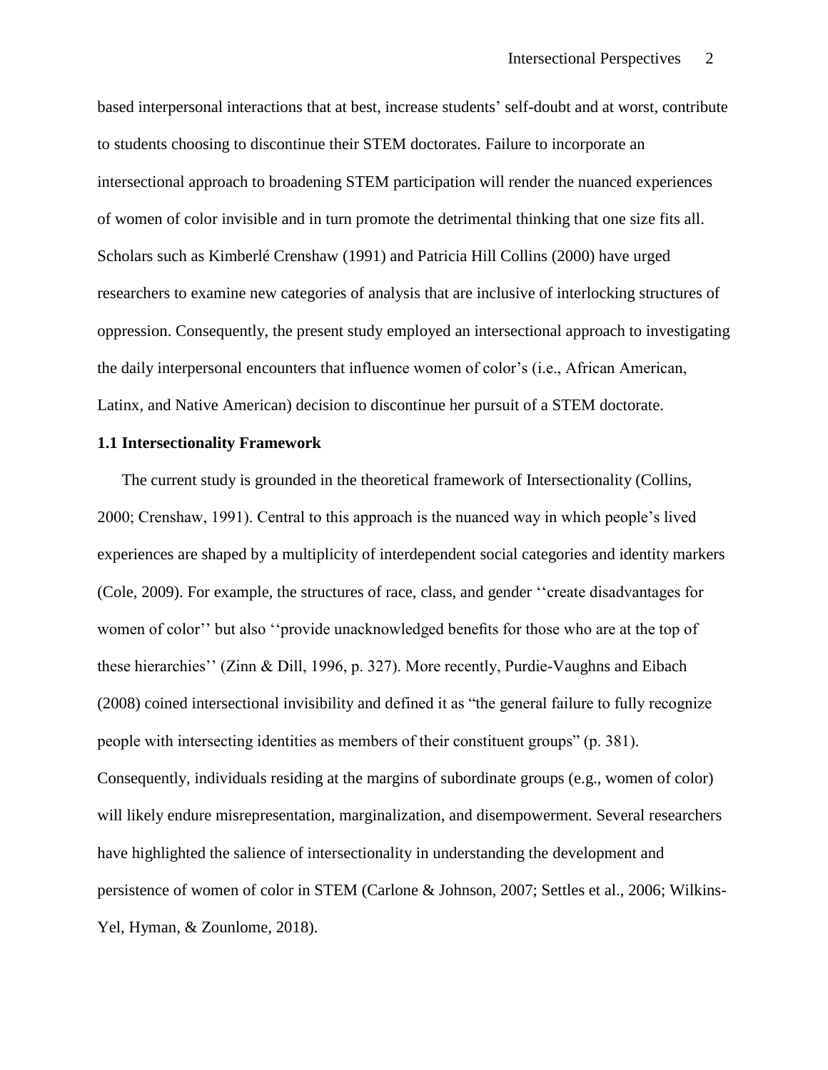based interpersonal interactions that at best, increase students' self-doubt and at worst, contribute to students choosing to discontinue their STEM doctorates. Failure to incorporate an intersectional approach to broadening STEM participation will render the nuanced experiences of women of color invisible and in turn promote the detrimental thinking that one size fits all. Scholars such as Kimberlé Crenshaw (1991) and Patricia Hill Collins (2000) have urged researchers to examine new categories of analysis that are inclusive of interlocking structures of oppression. Consequently, the present study employed an intersectional approach to investigating the daily interpersonal encounters that influence women of color's (i.e., African American, Latinx, and Native American) decision to discontinue her pursuit of a STEM doctorate.

### 1.1 Intersectionality Framework

The current study is grounded in the theoretical framework of Intersectionality (Collins, 2000; Crenshaw, 1991). Central to this approach is the nuanced way in which people's lived experiences are shaped by a multiplicity of interdependent social categories and identity markers (Cole, 2009). For example, the structures of race, class, and gender ''create disadvantages for women of color'' but also ''provide unacknowledged benefits for those who are at the top of these hierarchies'' (Zinn & Dill, 1996, p. 327). More recently, Purdie-Vaughns and Eibach (2008) coined intersectional invisibility and defined it as "the general failure to fully recognize people with intersecting identities as members of their constituent groups" (p. 381). Consequently, individuals residing at the margins of subordinate groups (e.g., women of color) will likely endure misrepresentation, marginalization, and disempowerment. Several researchers have highlighted the salience of intersectionality in understanding the development and persistence of women of color in STEM (Carlone & Johnson, 2007; Settles et al., 2006; Wilkins-Yel, Hyman, & Zounlome, 2018).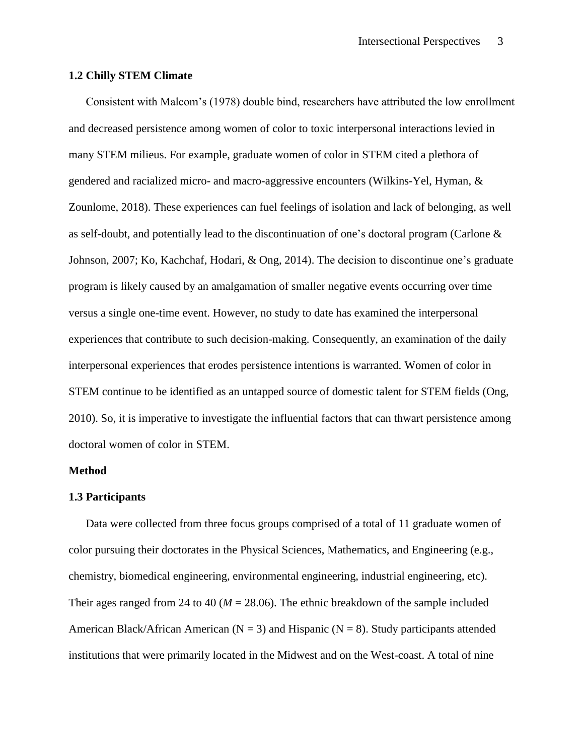### 1.2 Chilly STEM Climate

Consistent with Malcom's (1978) double bind, researchers have attributed the low enrollment and decreased persistence among women of color to toxic interpersonal interactions levied in many STEM milieus. For example, graduate women of color in STEM cited a plethora of gendered and racialized micro- and macro-aggressive encounters (Wilkins-Yel, Hyman, & Zounlome, 2018). These experiences can fuel feelings of isolation and lack of belonging, as well as self-doubt, and potentially lead to the discontinuation of one's doctoral program (Carlone & Johnson, 2007; Ko, Kachchaf, Hodari, & Ong, 2014). The decision to discontinue one's graduate program is likely caused by an amalgamation of smaller negative events occurring over time versus a single one-time event. However, no study to date has examined the interpersonal experiences that contribute to such decision-making. Consequently, an examination of the daily interpersonal experiences that erodes persistence intentions is warranted. Women of color in STEM continue to be identified as an untapped source of domestic talent for STEM fields (Ong, 2010). So, it is imperative to investigate the influential factors that can thwart persistence among doctoral women of color in STEM.

## Method

### 1.3 Participants

Data were collected from three focus groups comprised of a total of 11 graduate women of color pursuing their doctorates in the Physical Sciences, Mathematics, and Engineering (e.g., chemistry, biomedical engineering, environmental engineering, industrial engineering, etc). Their ages ranged from 24 to 40 ($M = 28.06$). The ethnic breakdown of the sample included American Black/African American ($N = 3$) and Hispanic ($N = 8$). Study participants attended institutions that were primarily located in the Midwest and on the West-coast. A total of nine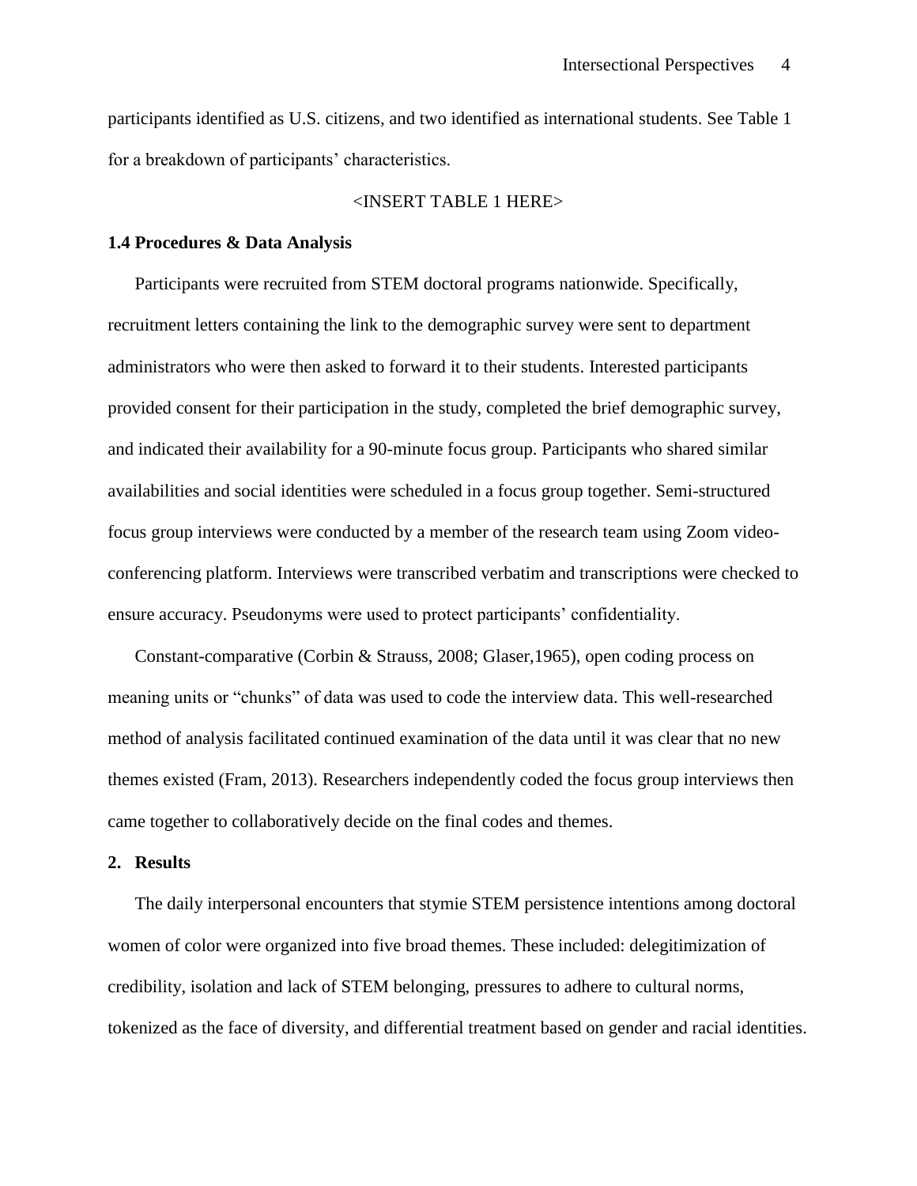participants identified as U.S. citizens, and two identified as international students. See Table 1 for a breakdown of participants' characteristics.

<INSERT TABLE 1 HERE>

### 1.4 Procedures & Data Analysis

Participants were recruited from STEM doctoral programs nationwide. Specifically, recruitment letters containing the link to the demographic survey were sent to department administrators who were then asked to forward it to their students. Interested participants provided consent for their participation in the study, completed the brief demographic survey, and indicated their availability for a 90-minute focus group. Participants who shared similar availabilities and social identities were scheduled in a focus group together. Semi-structured focus group interviews were conducted by a member of the research team using Zoom video-conferencing platform. Interviews were transcribed verbatim and transcriptions were checked to ensure accuracy. Pseudonyms were used to protect participants' confidentiality.

Constant-comparative (Corbin & Strauss, 2008; Glaser,1965), open coding process on meaning units or "chunks" of data was used to code the interview data. This well-researched method of analysis facilitated continued examination of the data until it was clear that no new themes existed (Fram, 2013). Researchers independently coded the focus group interviews then came together to collaboratively decide on the final codes and themes.

## 2. Results

The daily interpersonal encounters that stymie STEM persistence intentions among doctoral women of color were organized into five broad themes. These included: delegitimization of credibility, isolation and lack of STEM belonging, pressures to adhere to cultural norms, tokenized as the face of diversity, and differential treatment based on gender and racial identities.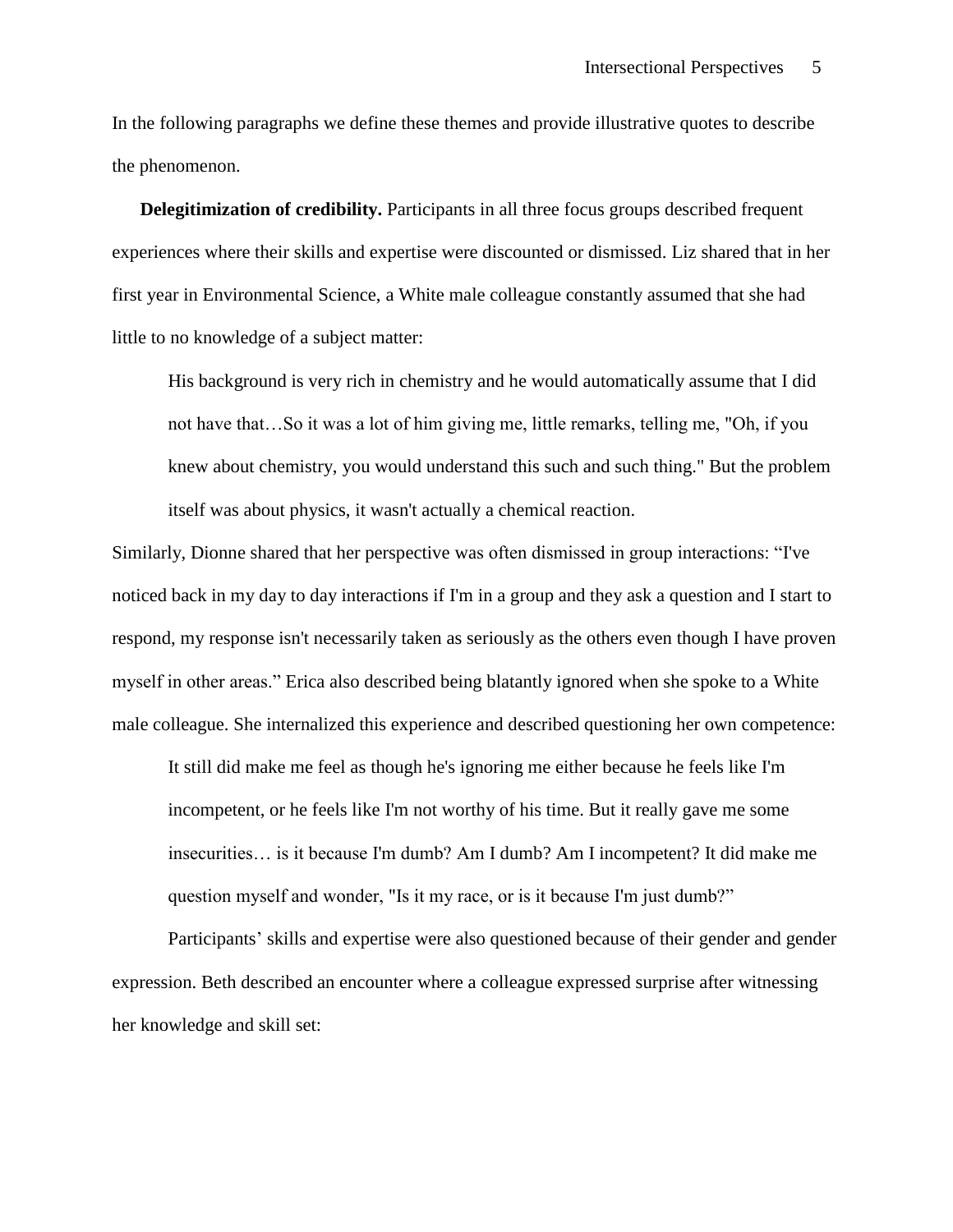In the following paragraphs we define these themes and provide illustrative quotes to describe the phenomenon.

**Delegitimization of credibility.** Participants in all three focus groups described frequent experiences where their skills and expertise were discounted or dismissed. Liz shared that in her first year in Environmental Science, a White male colleague constantly assumed that she had little to no knowledge of a subject matter:

> His background is very rich in chemistry and he would automatically assume that I did not have that…So it was a lot of him giving me, little remarks, telling me, "Oh, if you knew about chemistry, you would understand this such and such thing." But the problem itself was about physics, it wasn't actually a chemical reaction.

Similarly, Dionne shared that her perspective was often dismissed in group interactions: "I've noticed back in my day to day interactions if I'm in a group and they ask a question and I start to respond, my response isn't necessarily taken as seriously as the others even though I have proven myself in other areas." Erica also described being blatantly ignored when she spoke to a White male colleague. She internalized this experience and described questioning her own competence:

> It still did make me feel as though he's ignoring me either because he feels like I'm incompetent, or he feels like I'm not worthy of his time. But it really gave me some insecurities… is it because I'm dumb? Am I dumb? Am I incompetent? It did make me question myself and wonder, "Is it my race, or is it because I'm just dumb?"

Participants' skills and expertise were also questioned because of their gender and gender expression. Beth described an encounter where a colleague expressed surprise after witnessing her knowledge and skill set: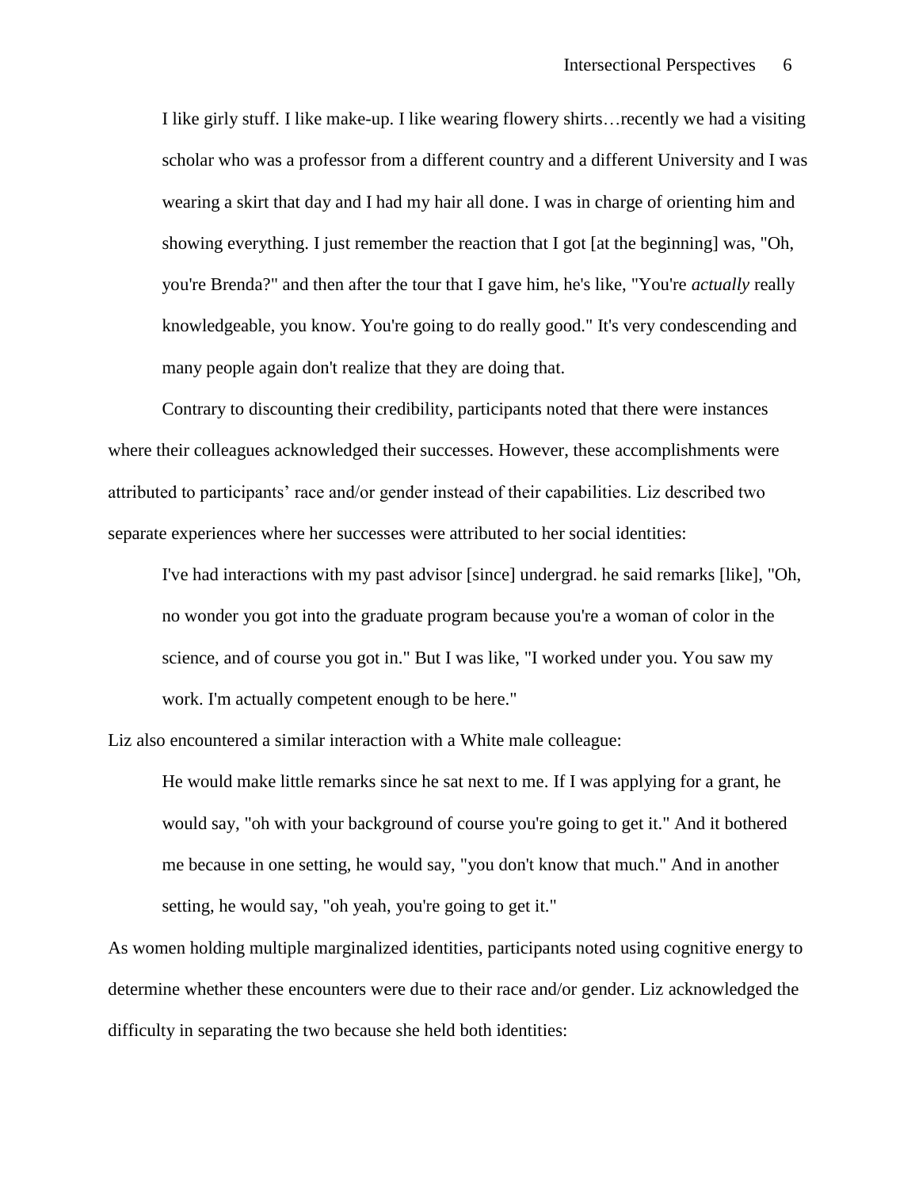> I like girly stuff. I like make-up. I like wearing flowery shirts…recently we had a visiting scholar who was a professor from a different country and a different University and I was wearing a skirt that day and I had my hair all done. I was in charge of orienting him and showing everything. I just remember the reaction that I got [at the beginning] was, "Oh, you're Brenda?" and then after the tour that I gave him, he's like, "You're *actually* really knowledgeable, you know. You're going to do really good." It's very condescending and many people again don't realize that they are doing that.

Contrary to discounting their credibility, participants noted that there were instances where their colleagues acknowledged their successes. However, these accomplishments were attributed to participants' race and/or gender instead of their capabilities. Liz described two separate experiences where her successes were attributed to her social identities:

> I've had interactions with my past advisor [since] undergrad. he said remarks [like], "Oh, no wonder you got into the graduate program because you're a woman of color in the science, and of course you got in." But I was like, "I worked under you. You saw my work. I'm actually competent enough to be here."

Liz also encountered a similar interaction with a White male colleague:

> He would make little remarks since he sat next to me. If I was applying for a grant, he would say, "oh with your background of course you're going to get it." And it bothered me because in one setting, he would say, "you don't know that much." And in another setting, he would say, "oh yeah, you're going to get it."

As women holding multiple marginalized identities, participants noted using cognitive energy to determine whether these encounters were due to their race and/or gender. Liz acknowledged the difficulty in separating the two because she held both identities: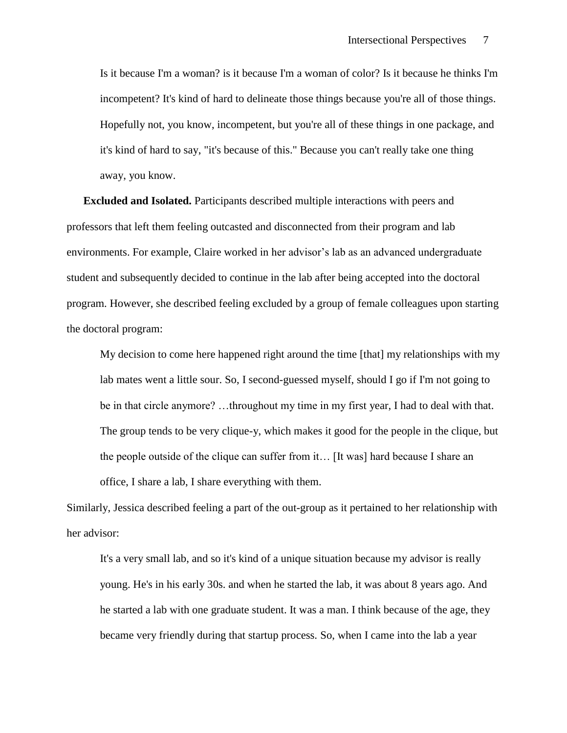> Is it because I'm a woman? is it because I'm a woman of color? Is it because he thinks I'm incompetent? It's kind of hard to delineate those things because you're all of those things. Hopefully not, you know, incompetent, but you're all of these things in one package, and it's kind of hard to say, "it's because of this." Because you can't really take one thing away, you know.

**Excluded and Isolated.** Participants described multiple interactions with peers and professors that left them feeling outcasted and disconnected from their program and lab environments. For example, Claire worked in her advisor's lab as an advanced undergraduate student and subsequently decided to continue in the lab after being accepted into the doctoral program. However, she described feeling excluded by a group of female colleagues upon starting the doctoral program:

> My decision to come here happened right around the time [that] my relationships with my lab mates went a little sour. So, I second-guessed myself, should I go if I'm not going to be in that circle anymore? …throughout my time in my first year, I had to deal with that. The group tends to be very clique-y, which makes it good for the people in the clique, but the people outside of the clique can suffer from it… [It was] hard because I share an office, I share a lab, I share everything with them.

Similarly, Jessica described feeling a part of the out-group as it pertained to her relationship with her advisor:

> It's a very small lab, and so it's kind of a unique situation because my advisor is really young. He's in his early 30s. and when he started the lab, it was about 8 years ago. And he started a lab with one graduate student. It was a man. I think because of the age, they became very friendly during that startup process. So, when I came into the lab a year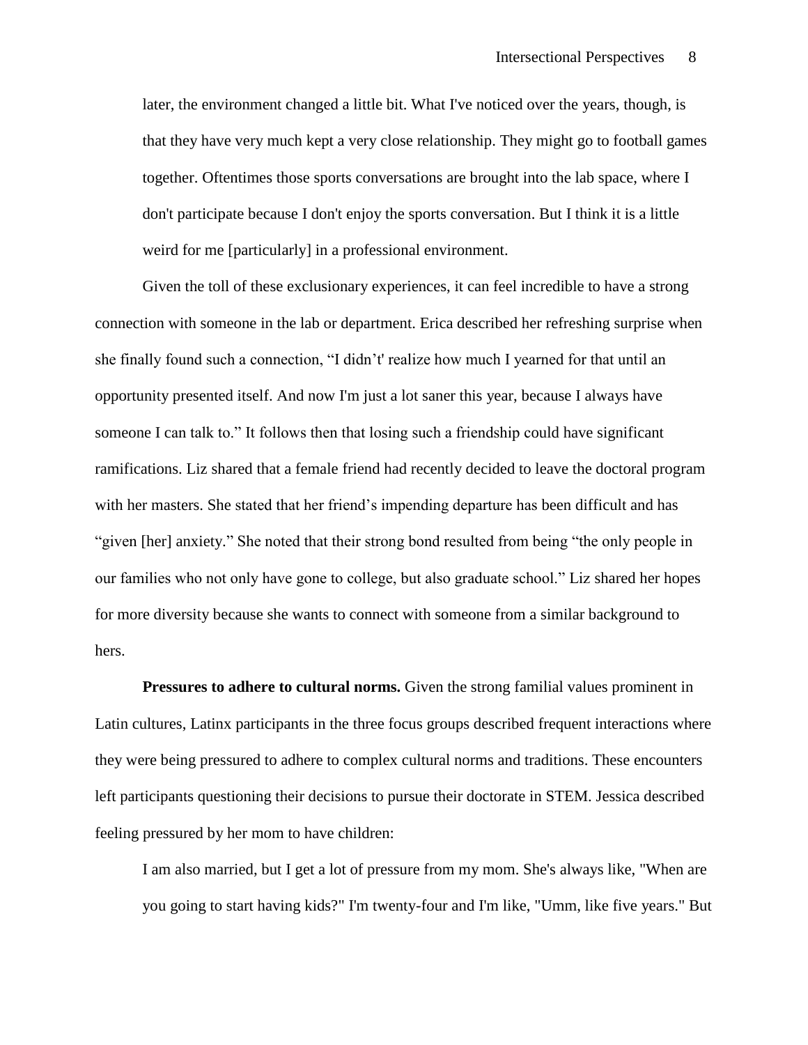> later, the environment changed a little bit. What I've noticed over the years, though, is that they have very much kept a very close relationship. They might go to football games together. Oftentimes those sports conversations are brought into the lab space, where I don't participate because I don't enjoy the sports conversation. But I think it is a little weird for me [particularly] in a professional environment.

Given the toll of these exclusionary experiences, it can feel incredible to have a strong connection with someone in the lab or department. Erica described her refreshing surprise when she finally found such a connection, "I didn't' realize how much I yearned for that until an opportunity presented itself. And now I'm just a lot saner this year, because I always have someone I can talk to." It follows then that losing such a friendship could have significant ramifications. Liz shared that a female friend had recently decided to leave the doctoral program with her masters. She stated that her friend's impending departure has been difficult and has "given [her] anxiety." She noted that their strong bond resulted from being "the only people in our families who not only have gone to college, but also graduate school." Liz shared her hopes for more diversity because she wants to connect with someone from a similar background to hers.

**Pressures to adhere to cultural norms.** Given the strong familial values prominent in Latin cultures, Latinx participants in the three focus groups described frequent interactions where they were being pressured to adhere to complex cultural norms and traditions. These encounters left participants questioning their decisions to pursue their doctorate in STEM. Jessica described feeling pressured by her mom to have children:

> I am also married, but I get a lot of pressure from my mom. She's always like, "When are you going to start having kids?" I'm twenty-four and I'm like, "Umm, like five years." But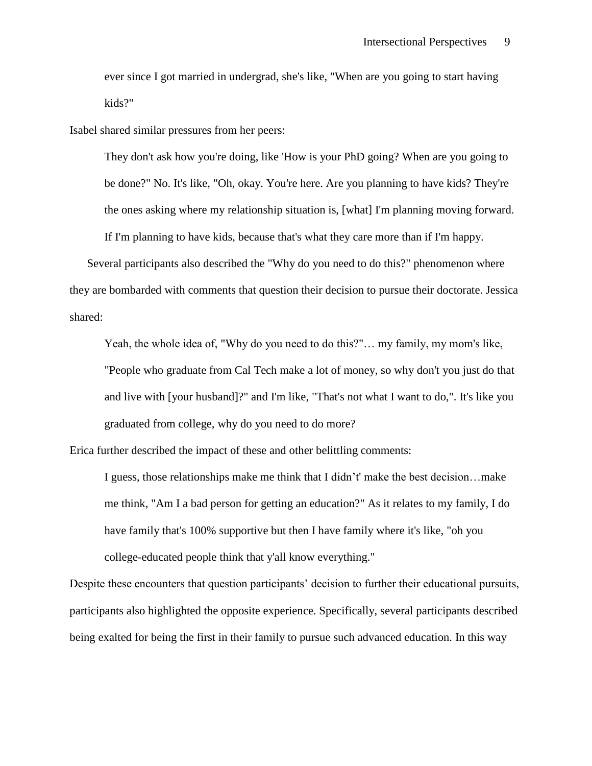> ever since I got married in undergrad, she's like, "When are you going to start having kids?"

Isabel shared similar pressures from her peers:

> They don't ask how you're doing, like 'How is your PhD going? When are you going to be done?" No. It's like, "Oh, okay. You're here. Are you planning to have kids? They're the ones asking where my relationship situation is, [what] I'm planning moving forward. If I'm planning to have kids, because that's what they care more than if I'm happy.

Several participants also described the "Why do you need to do this?" phenomenon where they are bombarded with comments that question their decision to pursue their doctorate. Jessica shared:

> Yeah, the whole idea of, "Why do you need to do this?"… my family, my mom's like, "People who graduate from Cal Tech make a lot of money, so why don't you just do that and live with [your husband]?" and I'm like, "That's not what I want to do,". It's like you graduated from college, why do you need to do more?

Erica further described the impact of these and other belittling comments:

> I guess, those relationships make me think that I didn't' make the best decision…make me think, "Am I a bad person for getting an education?" As it relates to my family, I do have family that's 100% supportive but then I have family where it's like, "oh you college-educated people think that y'all know everything."

Despite these encounters that question participants' decision to further their educational pursuits, participants also highlighted the opposite experience. Specifically, several participants described being exalted for being the first in their family to pursue such advanced education. In this way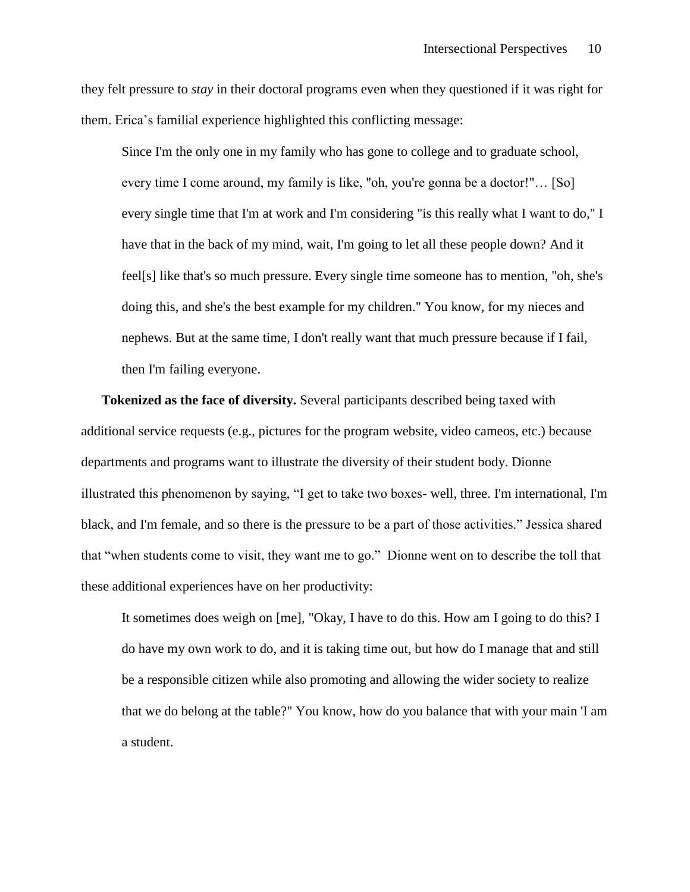they felt pressure to *stay* in their doctoral programs even when they questioned if it was right for them. Erica's familial experience highlighted this conflicting message:

> Since I'm the only one in my family who has gone to college and to graduate school, every time I come around, my family is like, "oh, you're gonna be a doctor!"… [So] every single time that I'm at work and I'm considering "is this really what I want to do," I have that in the back of my mind, wait, I'm going to let all these people down? And it feel[s] like that's so much pressure. Every single time someone has to mention, "oh, she's doing this, and she's the best example for my children." You know, for my nieces and nephews. But at the same time, I don't really want that much pressure because if I fail, then I'm failing everyone.

**Tokenized as the face of diversity.** Several participants described being taxed with additional service requests (e.g., pictures for the program website, video cameos, etc.) because departments and programs want to illustrate the diversity of their student body. Dionne illustrated this phenomenon by saying, "I get to take two boxes- well, three. I'm international, I'm black, and I'm female, and so there is the pressure to be a part of those activities." Jessica shared that "when students come to visit, they want me to go." Dionne went on to describe the toll that these additional experiences have on her productivity:

> It sometimes does weigh on [me], "Okay, I have to do this. How am I going to do this? I do have my own work to do, and it is taking time out, but how do I manage that and still be a responsible citizen while also promoting and allowing the wider society to realize that we do belong at the table?" You know, how do you balance that with your main 'I am a student.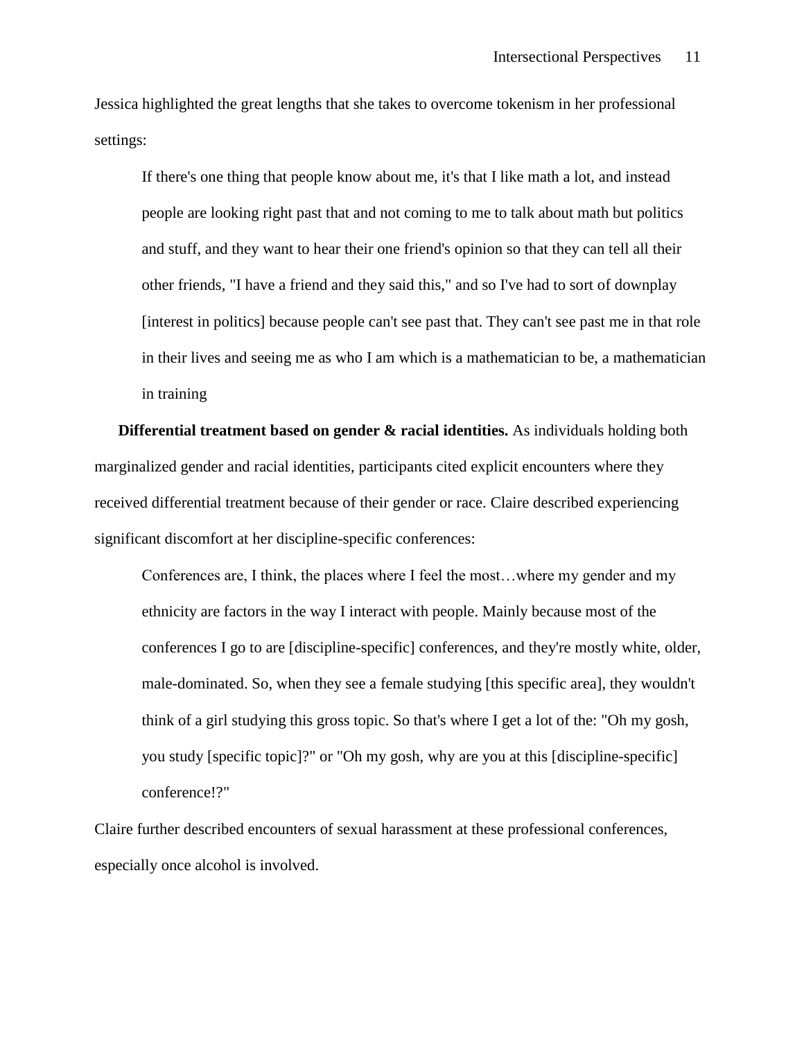Jessica highlighted the great lengths that she takes to overcome tokenism in her professional settings:

> If there's one thing that people know about me, it's that I like math a lot, and instead people are looking right past that and not coming to me to talk about math but politics and stuff, and they want to hear their one friend's opinion so that they can tell all their other friends, "I have a friend and they said this," and so I've had to sort of downplay [interest in politics] because people can't see past that. They can't see past me in that role in their lives and seeing me as who I am which is a mathematician to be, a mathematician in training

**Differential treatment based on gender & racial identities.** As individuals holding both marginalized gender and racial identities, participants cited explicit encounters where they received differential treatment because of their gender or race. Claire described experiencing significant discomfort at her discipline-specific conferences:

> Conferences are, I think, the places where I feel the most…where my gender and my ethnicity are factors in the way I interact with people. Mainly because most of the conferences I go to are [discipline-specific] conferences, and they're mostly white, older, male-dominated. So, when they see a female studying [this specific area], they wouldn't think of a girl studying this gross topic. So that's where I get a lot of the: "Oh my gosh, you study [specific topic]?" or "Oh my gosh, why are you at this [discipline-specific] conference!?"

Claire further described encounters of sexual harassment at these professional conferences, especially once alcohol is involved.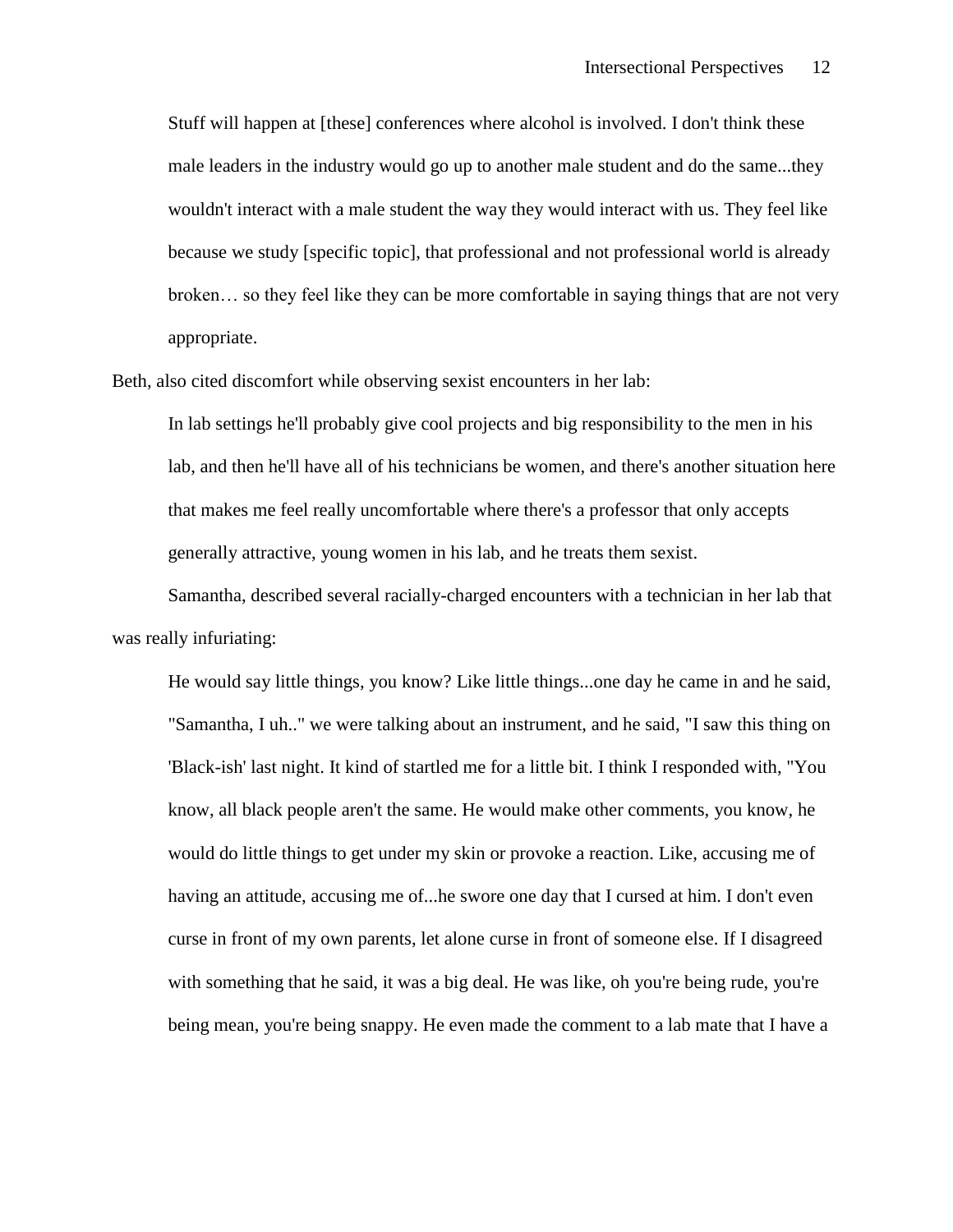> Stuff will happen at [these] conferences where alcohol is involved. I don't think these male leaders in the industry would go up to another male student and do the same...they wouldn't interact with a male student the way they would interact with us. They feel like because we study [specific topic], that professional and not professional world is already broken… so they feel like they can be more comfortable in saying things that are not very appropriate.

Beth, also cited discomfort while observing sexist encounters in her lab:

> In lab settings he'll probably give cool projects and big responsibility to the men in his lab, and then he'll have all of his technicians be women, and there's another situation here that makes me feel really uncomfortable where there's a professor that only accepts generally attractive, young women in his lab, and he treats them sexist.

Samantha, described several racially-charged encounters with a technician in her lab that was really infuriating:

> He would say little things, you know? Like little things...one day he came in and he said, "Samantha, I uh.." we were talking about an instrument, and he said, "I saw this thing on 'Black-ish' last night. It kind of startled me for a little bit. I think I responded with, "You know, all black people aren't the same. He would make other comments, you know, he would do little things to get under my skin or provoke a reaction. Like, accusing me of having an attitude, accusing me of...he swore one day that I cursed at him. I don't even curse in front of my own parents, let alone curse in front of someone else. If I disagreed with something that he said, it was a big deal. He was like, oh you're being rude, you're being mean, you're being snappy. He even made the comment to a lab mate that I have a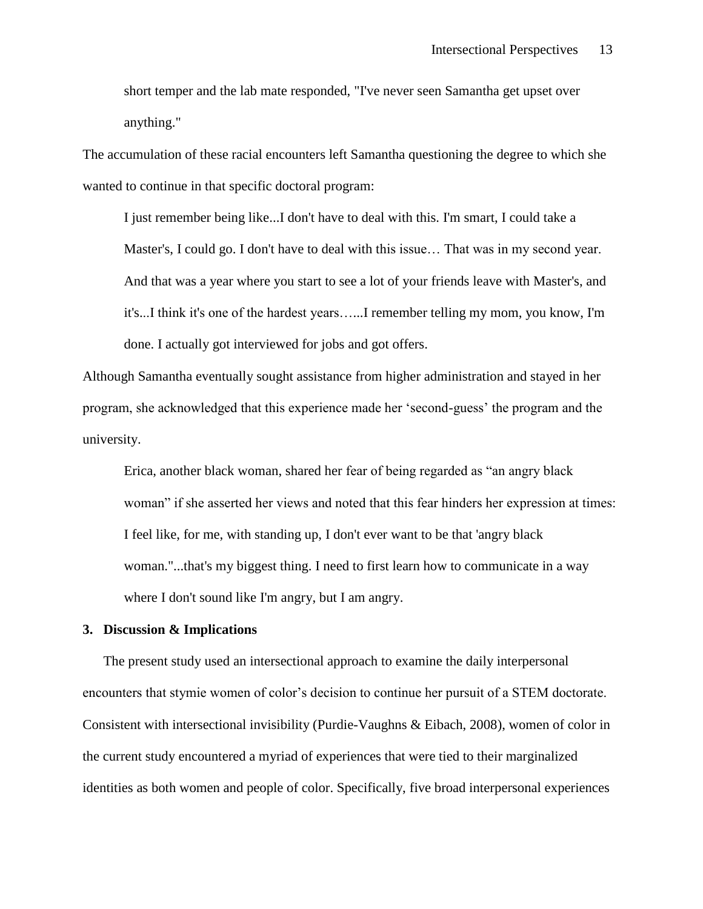short temper and the lab mate responded, "I've never seen Samantha get upset over anything."

The accumulation of these racial encounters left Samantha questioning the degree to which she wanted to continue in that specific doctoral program:

> I just remember being like...I don't have to deal with this. I'm smart, I could take a Master's, I could go. I don't have to deal with this issue… That was in my second year. And that was a year where you start to see a lot of your friends leave with Master's, and it's...I think it's one of the hardest years…...I remember telling my mom, you know, I'm done. I actually got interviewed for jobs and got offers.

Although Samantha eventually sought assistance from higher administration and stayed in her program, she acknowledged that this experience made her 'second-guess' the program and the university.

> Erica, another black woman, shared her fear of being regarded as "an angry black woman" if she asserted her views and noted that this fear hinders her expression at times: I feel like, for me, with standing up, I don't ever want to be that 'angry black woman."...that's my biggest thing. I need to first learn how to communicate in a way where I don't sound like I'm angry, but I am angry.

## 3. Discussion & Implications

The present study used an intersectional approach to examine the daily interpersonal encounters that stymie women of color's decision to continue her pursuit of a STEM doctorate. Consistent with intersectional invisibility (Purdie-Vaughns & Eibach, 2008), women of color in the current study encountered a myriad of experiences that were tied to their marginalized identities as both women and people of color. Specifically, five broad interpersonal experiences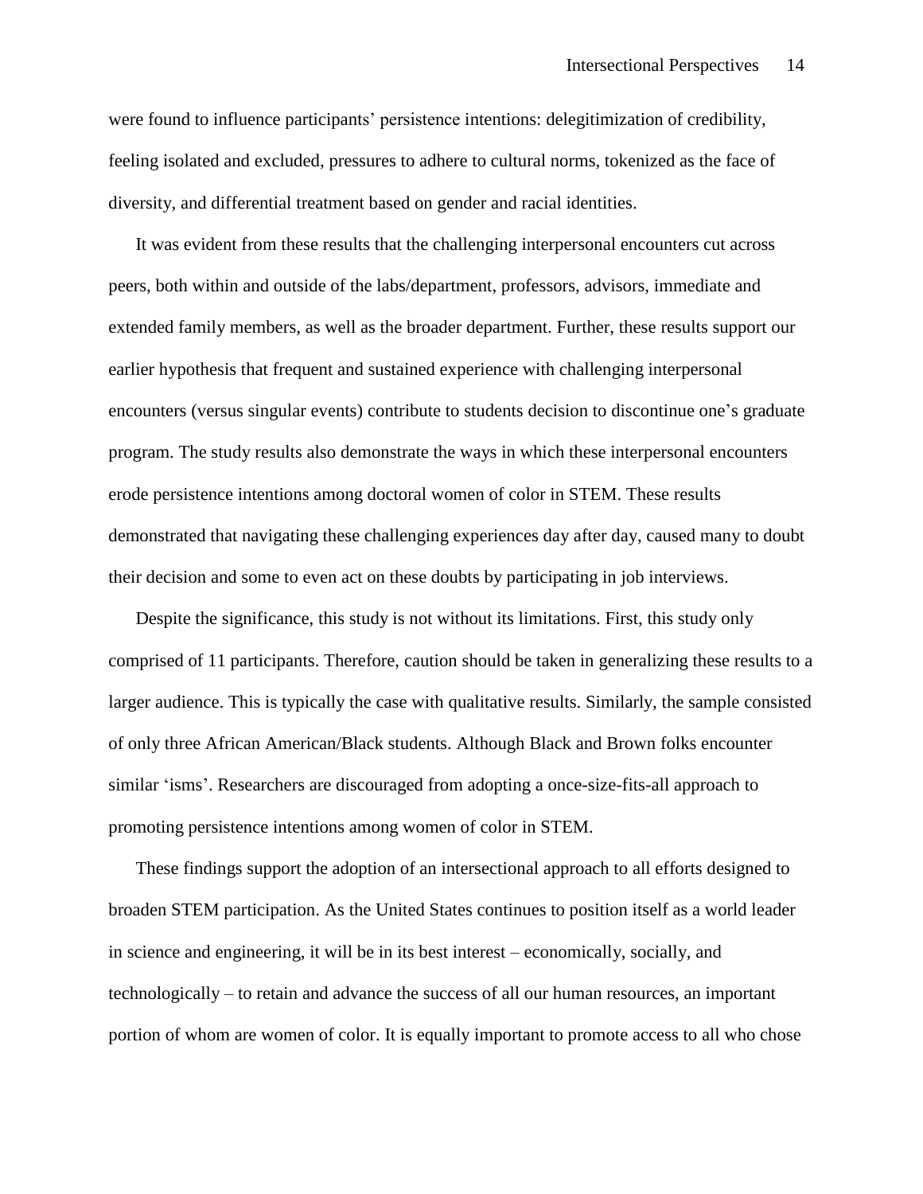were found to influence participants' persistence intentions: delegitimization of credibility, feeling isolated and excluded, pressures to adhere to cultural norms, tokenized as the face of diversity, and differential treatment based on gender and racial identities.

It was evident from these results that the challenging interpersonal encounters cut across peers, both within and outside of the labs/department, professors, advisors, immediate and extended family members, as well as the broader department. Further, these results support our earlier hypothesis that frequent and sustained experience with challenging interpersonal encounters (versus singular events) contribute to students decision to discontinue one's graduate program. The study results also demonstrate the ways in which these interpersonal encounters erode persistence intentions among doctoral women of color in STEM. These results demonstrated that navigating these challenging experiences day after day, caused many to doubt their decision and some to even act on these doubts by participating in job interviews.

Despite the significance, this study is not without its limitations. First, this study only comprised of 11 participants. Therefore, caution should be taken in generalizing these results to a larger audience. This is typically the case with qualitative results. Similarly, the sample consisted of only three African American/Black students. Although Black and Brown folks encounter similar 'isms'. Researchers are discouraged from adopting a once-size-fits-all approach to promoting persistence intentions among women of color in STEM.

These findings support the adoption of an intersectional approach to all efforts designed to broaden STEM participation. As the United States continues to position itself as a world leader in science and engineering, it will be in its best interest – economically, socially, and technologically – to retain and advance the success of all our human resources, an important portion of whom are women of color. It is equally important to promote access to all who chose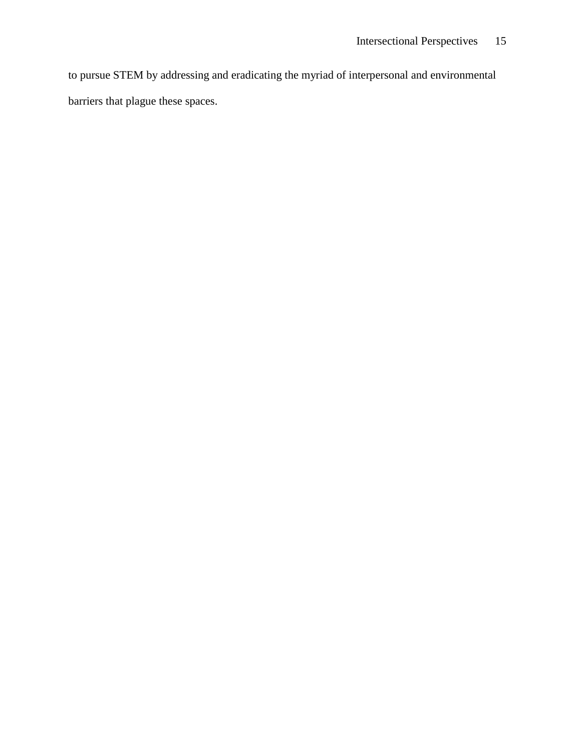to pursue STEM by addressing and eradicating the myriad of interpersonal and environmental barriers that plague these spaces.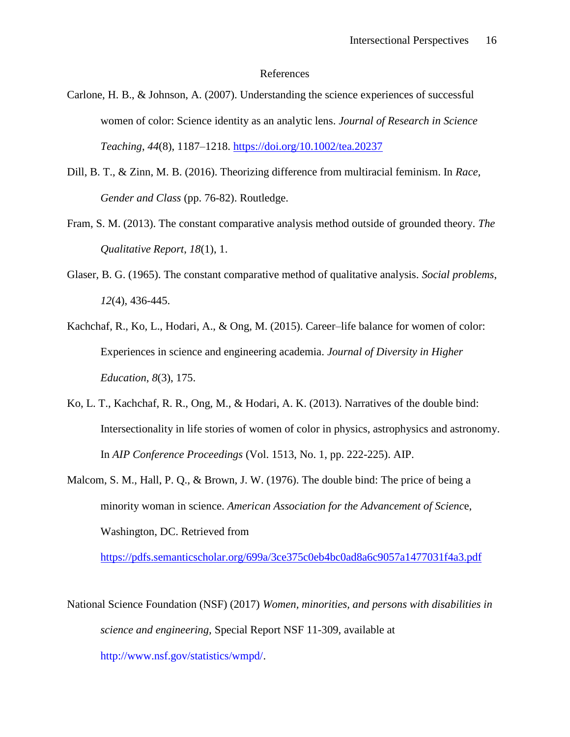# References

Carlone, H. B., & Johnson, A. (2007). Understanding the science experiences of successful women of color: Science identity as an analytic lens. *Journal of Research in Science Teaching*, *44*(8), 1187–1218. https://doi.org/10.1002/tea.20237

Dill, B. T., & Zinn, M. B. (2016). Theorizing difference from multiracial feminism. In *Race, Gender and Class* (pp. 76-82). Routledge.

Fram, S. M. (2013). The constant comparative analysis method outside of grounded theory. *The Qualitative Report*, *18*(1), 1.

Glaser, B. G. (1965). The constant comparative method of qualitative analysis. *Social problems*, *12*(4), 436-445.

Kachchaf, R., Ko, L., Hodari, A., & Ong, M. (2015). Career–life balance for women of color: Experiences in science and engineering academia. *Journal of Diversity in Higher Education*, *8*(3), 175.

Ko, L. T., Kachchaf, R. R., Ong, M., & Hodari, A. K. (2013). Narratives of the double bind: Intersectionality in life stories of women of color in physics, astrophysics and astronomy. In *AIP Conference Proceedings* (Vol. 1513, No. 1, pp. 222-225). AIP.

Malcom, S. M., Hall, P. Q., & Brown, J. W. (1976). The double bind: The price of being a minority woman in science. *American Association for the Advancement of Science*, Washington, DC. Retrieved from https://pdfs.semanticscholar.org/699a/3ce375c0eb4bc0ad8a6c9057a1477031f4a3.pdf

National Science Foundation (NSF) (2017) *Women, minorities, and persons with disabilities in science and engineering*, Special Report NSF 11-309, available at http://www.nsf.gov/statistics/wmpd/.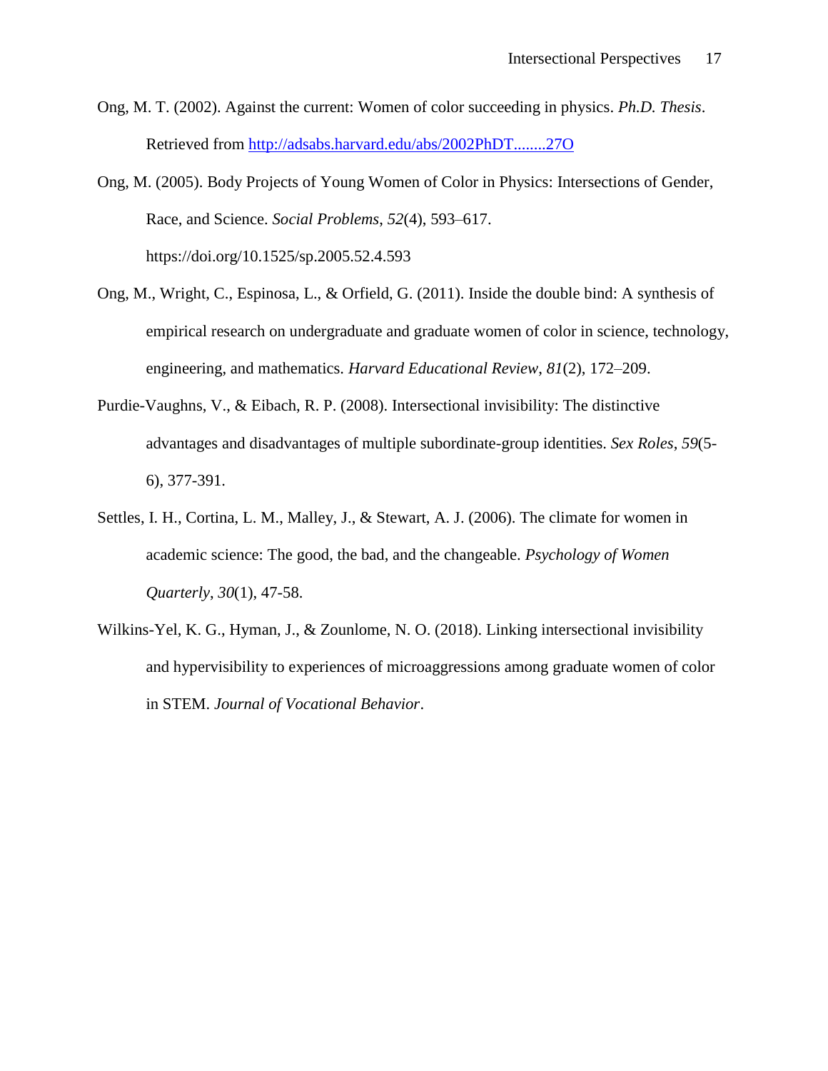Ong, M. T. (2002). Against the current: Women of color succeeding in physics. *Ph.D. Thesis*. Retrieved from http://adsabs.harvard.edu/abs/2002PhDT........27O

Ong, M. (2005). Body Projects of Young Women of Color in Physics: Intersections of Gender, Race, and Science. *Social Problems*, *52*(4), 593–617. https://doi.org/10.1525/sp.2005.52.4.593

Ong, M., Wright, C., Espinosa, L., & Orfield, G. (2011). Inside the double bind: A synthesis of empirical research on undergraduate and graduate women of color in science, technology, engineering, and mathematics. *Harvard Educational Review*, *81*(2), 172–209.

Purdie-Vaughns, V., & Eibach, R. P. (2008). Intersectional invisibility: The distinctive advantages and disadvantages of multiple subordinate-group identities. *Sex Roles*, *59*(5-6), 377-391.

Settles, I. H., Cortina, L. M., Malley, J., & Stewart, A. J. (2006). The climate for women in academic science: The good, the bad, and the changeable. *Psychology of Women Quarterly*, *30*(1), 47-58.

Wilkins-Yel, K. G., Hyman, J., & Zounlome, N. O. (2018). Linking intersectional invisibility and hypervisibility to experiences of microaggressions among graduate women of color in STEM. *Journal of Vocational Behavior*.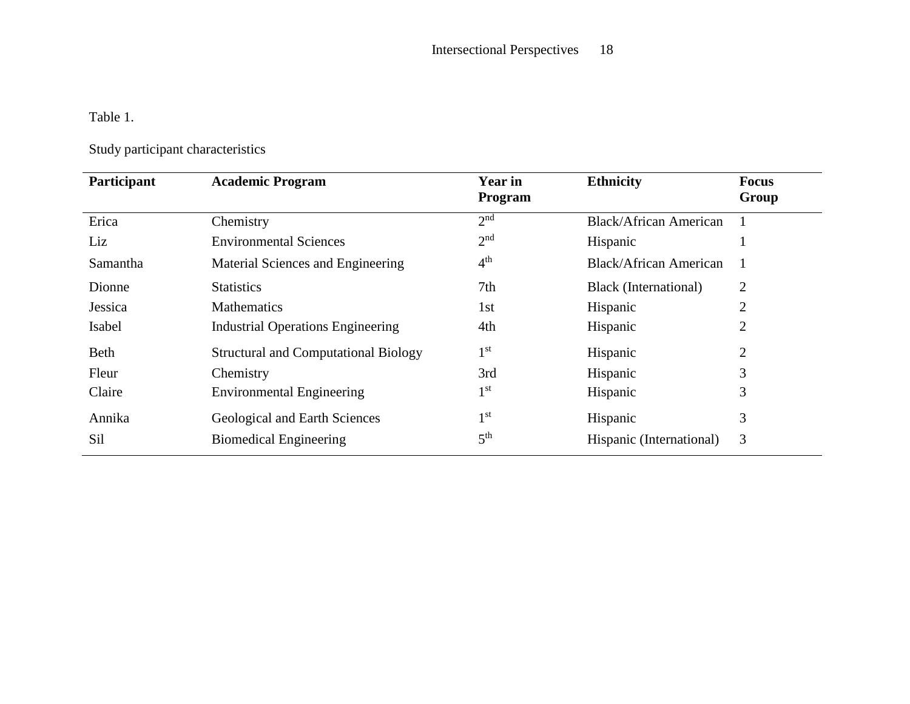Table 1.

Study participant characteristics

| Participant | Academic Program | Year in Program | Ethnicity | Focus Group |
|---|---|---|---|---|
| Erica | Chemistry | 2nd | Black/African American | 1 |
| Liz | Environmental Sciences | 2nd | Hispanic | 1 |
| Samantha | Material Sciences and Engineering | 4th | Black/African American | 1 |
| Dionne | Statistics | 7th | Black (International) | 2 |
| Jessica | Mathematics | 1st | Hispanic | 2 |
| Isabel | Industrial Operations Engineering | 4th | Hispanic | 2 |
| Beth | Structural and Computational Biology | 1st | Hispanic | 2 |
| Fleur | Chemistry | 3rd | Hispanic | 3 |
| Claire | Environmental Engineering | 1st | Hispanic | 3 |
| Annika | Geological and Earth Sciences | 1st | Hispanic | 3 |
| Sil | Biomedical Engineering | 5th | Hispanic (International) | 3 |